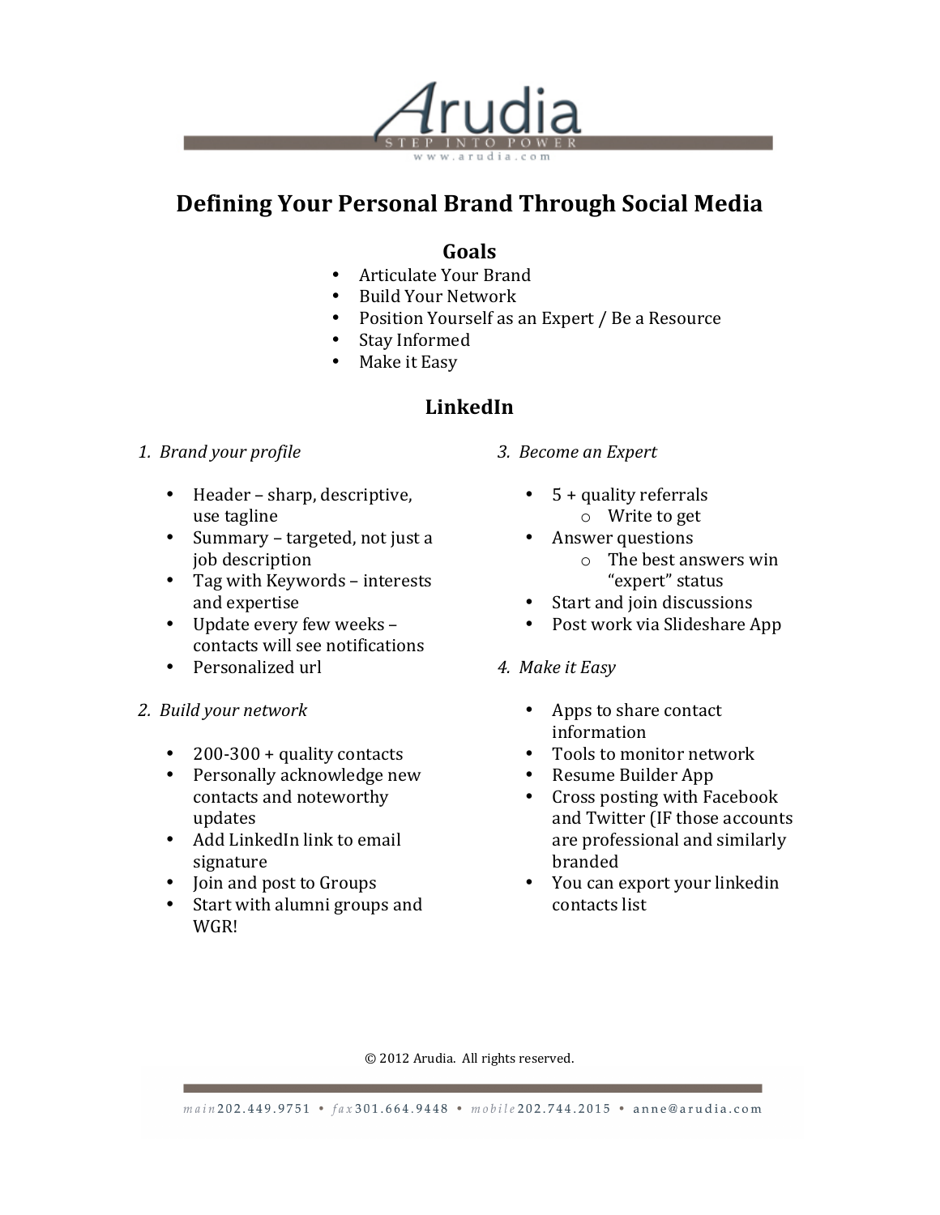# Defining Your Personal Brand Through Social Media

## Goals

- Articulate Your Brand
- Build Your Network
- Position Yourself as an Expert / Be a Resource
- Stay Informed
- Make it Easy

## LinkedIn

*1. Brand your profile*

- Header – sharp, descriptive, use tagline
- Summary – targeted, not just a job description
- Tag with Keywords – interests and expertise
- Update every few weeks – contacts will see notifications
- Personalized url

*2. Build your network*

- 200-300 + quality contacts
- Personally acknowledge new contacts and noteworthy updates
- Add LinkedIn link to email signature
- Join and post to Groups
- Start with alumni groups and WGR!

*3. Become an Expert*

- 5 + quality referrals
  - Write to get
- Answer questions
  - The best answers win "expert" status
- Start and join discussions
- Post work via Slideshare App

*4. Make it Easy*

- Apps to share contact information
- Tools to monitor network
- Resume Builder App
- Cross posting with Facebook and Twitter (IF those accounts are professional and similarly branded
- You can export your linkedin contacts list

© 2012 Arudia. All rights reserved.

main 202.449.9751 • fax 301.664.9448 • mobile 202.744.2015 • anne@arudia.com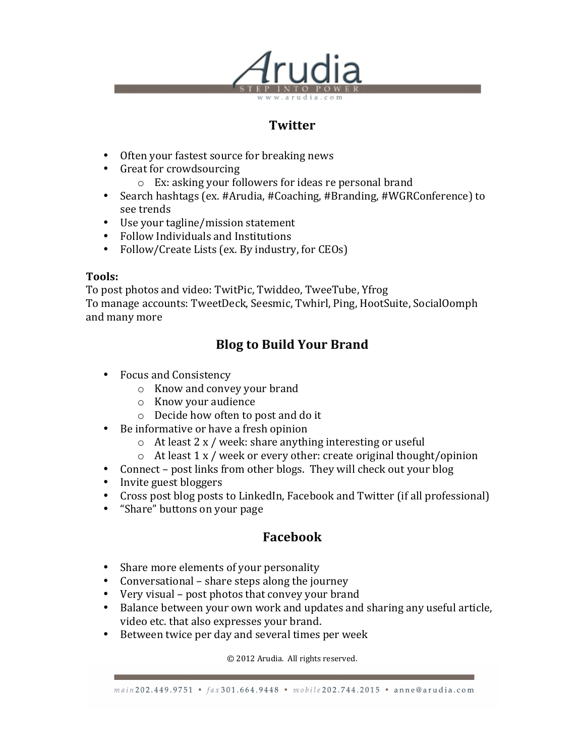## Twitter

- Often your fastest source for breaking news
- Great for crowdsourcing
    - Ex: asking your followers for ideas re personal brand
- Search hashtags (ex. #Arudia, #Coaching, #Branding, #WGRConference) to see trends
- Use your tagline/mission statement
- Follow Individuals and Institutions
- Follow/Create Lists (ex. By industry, for CEOs)

**Tools:**
To post photos and video: TwitPic, Twiddeo, TweeTube, Yfrog
To manage accounts: TweetDeck, Seesmic, Twhirl, Ping, HootSuite, SocialOomph and many more

## Blog to Build Your Brand

- Focus and Consistency
    - Know and convey your brand
    - Know your audience
    - Decide how often to post and do it
- Be informative or have a fresh opinion
    - At least 2 x / week: share anything interesting or useful
    - At least 1 x / week or every other: create original thought/opinion
- Connect – post links from other blogs. They will check out your blog
- Invite guest bloggers
- Cross post blog posts to LinkedIn, Facebook and Twitter (if all professional)
- "Share" buttons on your page

## Facebook

- Share more elements of your personality
- Conversational – share steps along the journey
- Very visual – post photos that convey your brand
- Balance between your own work and updates and sharing any useful article, video etc. that also expresses your brand.
- Between twice per day and several times per week

© 2012 Arudia. All rights reserved.